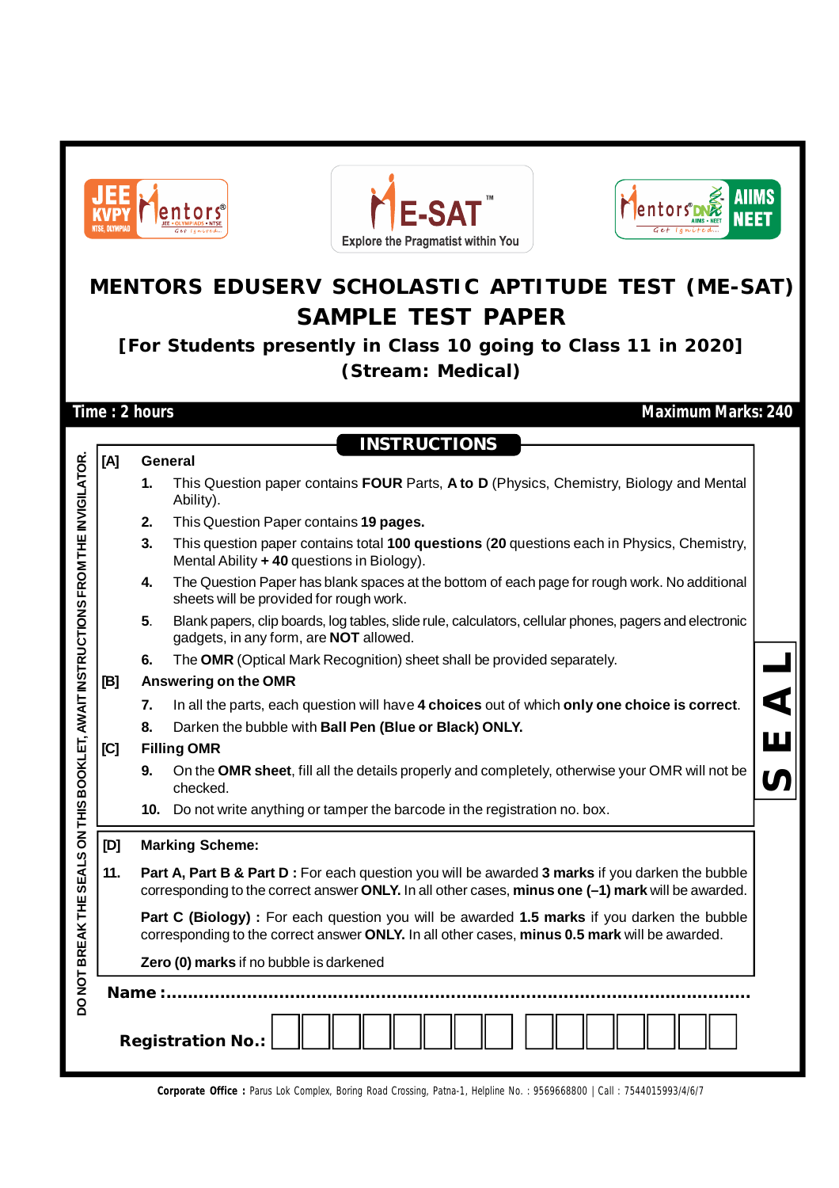JEE KVPY NTSE, OLYMPIAD Mentors JEE • OLYMPIADS • NTSE Get Ignited...

ME-SAT™ Explore the Pragmatist within You

Mentors DNA AIIMS • NEET Get Ignited... AIIMS NEET

# MENTORS EDUSERV SCHOLASTIC APTITUDE TEST (ME-SAT)

# SAMPLE TEST PAPER

### [For Students presently in Class 10 going to Class 11 in 2020]

### (Stream: Medical)

**Time : 2 hours** **Maximum Marks: 240**

## INSTRUCTIONS

**[A] General**

1. This Question paper contains **FOUR** Parts, **A to D** (Physics, Chemistry, Biology and Mental Ability).
2. This Question Paper contains **19 pages.**
3. This question paper contains total **100 questions** (**20** questions each in Physics, Chemistry, Mental Ability **+ 40** questions in Biology).
4. The Question Paper has blank spaces at the bottom of each page for rough work. No additional sheets will be provided for rough work.
5. Blank papers, clip boards, log tables, slide rule, calculators, cellular phones, pagers and electronic gadgets, in any form, are **NOT** allowed.
6. The **OMR** (Optical Mark Recognition) sheet shall be provided separately.

**[B] Answering on the OMR**

7. In all the parts, each question will have **4 choices** out of which **only one choice is correct**.
8. Darken the bubble with **Ball Pen (Blue or Black) ONLY.**

**[C] Filling OMR**

9. On the **OMR sheet**, fill all the details properly and completely, otherwise your OMR will not be checked.
10. Do not write anything or tamper the barcode in the registration no. box.

**[D] Marking Scheme:**

11. **Part A, Part B & Part D :** For each question you will be awarded **3 marks** if you darken the bubble corresponding to the correct answer **ONLY.** In all other cases, **minus one (–1) mark** will be awarded.

**Part C (Biology) :** For each question you will be awarded **1.5 marks** if you darken the bubble corresponding to the correct answer **ONLY.** In all other cases, **minus 0.5 mark** will be awarded.

**Zero (0) marks** if no bubble is darkened

SEAL

DO NOT BREAK THE SEALS ON THIS BOOKLET, AWAIT INSTRUCTIONS FROM THE INVIGILATOR.

**Name :**.......................................................................................................

**Registration No.:** | | | | | | | | | | | | | | | | |

**Corporate Office :** Parus Lok Complex, Boring Road Crossing, Patna-1, Helpline No. : 9569668800 | Call : 7544015993/4/6/7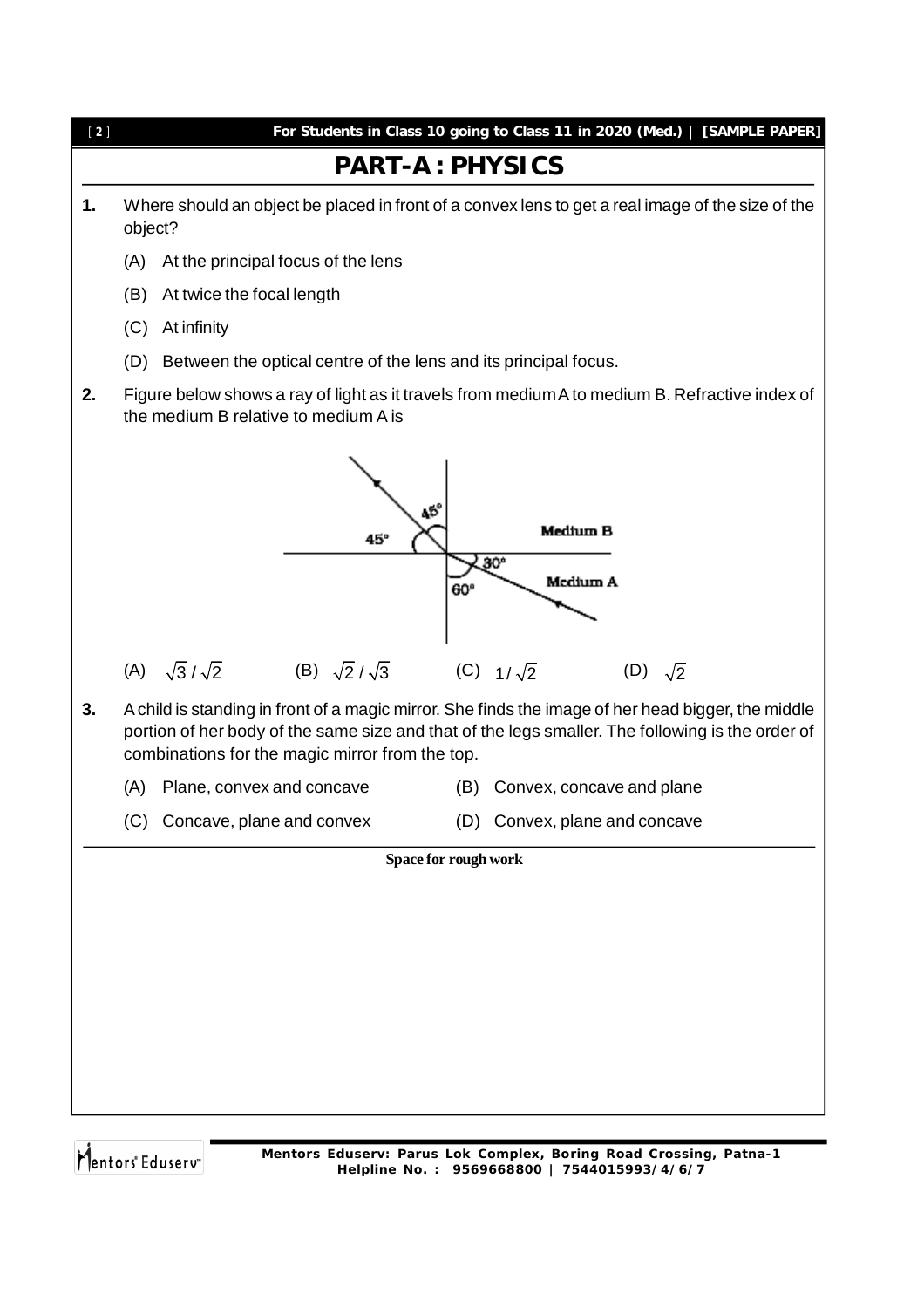## PART-A : PHYSICS

**1.** Where should an object be placed in front of a convex lens to get a real image of the size of the object?

(A) At the principal focus of the lens

(B) At twice the focal length

(C) At infinity

(D) Between the optical centre of the lens and its principal focus.

**2.** Figure below shows a ray of light as it travels from medium A to medium B. Refractive index of the medium B relative to medium A is

45°

45°

Medium B

30°

60°

Medium A

(A) $\sqrt{3}/\sqrt{2}$ (B) $\sqrt{2}/\sqrt{3}$ (C) $1/\sqrt{2}$ (D) $\sqrt{2}$

**3.** A child is standing in front of a magic mirror. She finds the image of her head bigger, the middle portion of her body of the same size and that of the legs smaller. The following is the order of combinations for the magic mirror from the top.

(A) Plane, convex and concave (B) Convex, concave and plane

(C) Concave, plane and convex (D) Convex, plane and concave

**Space for rough work**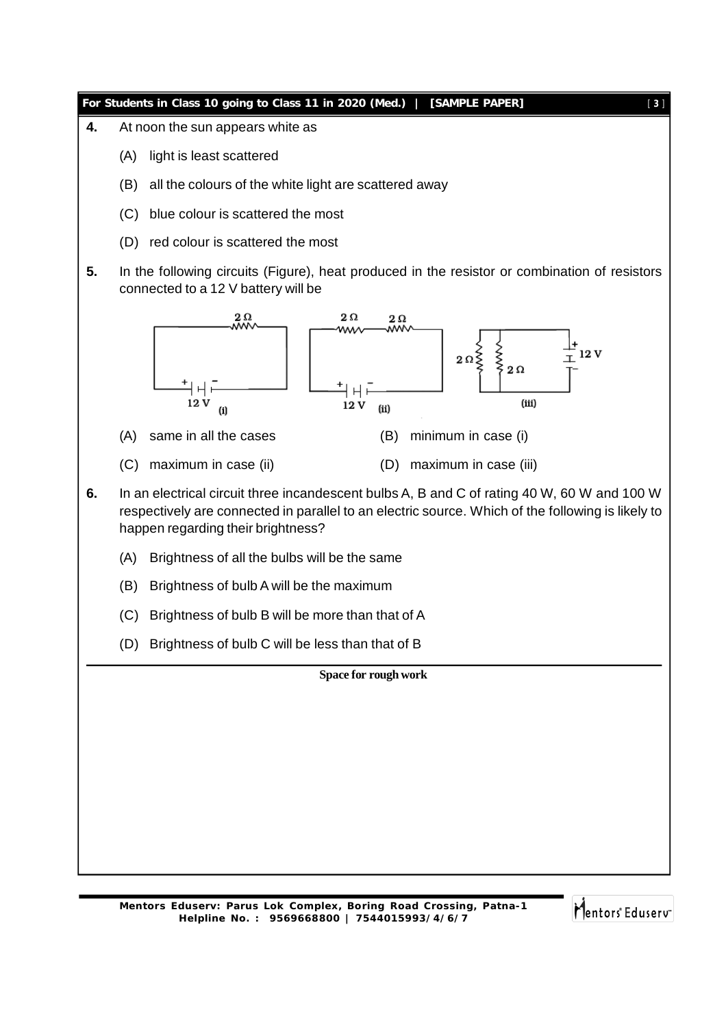**4.** At noon the sun appears white as

(A) light is least scattered

(B) all the colours of the white light are scattered away

(C) blue colour is scattered the most

(D) red colour is scattered the most

**5.** In the following circuits (Figure), heat produced in the resistor or combination of resistors connected to a 12 V battery will be

2 Ω
12 V
(i)

2 Ω 2 Ω
12 V
(ii)

2 Ω 2 Ω
12 V
(iii)

(A) same in all the cases

(B) minimum in case (i)

(C) maximum in case (ii)

(D) maximum in case (iii)

**6.** In an electrical circuit three incandescent bulbs A, B and C of rating 40 W, 60 W and 100 W respectively are connected in parallel to an electric source. Which of the following is likely to happen regarding their brightness?

(A) Brightness of all the bulbs will be the same

(B) Brightness of bulb A will be the maximum

(C) Brightness of bulb B will be more than that of A

(D) Brightness of bulb C will be less than that of B

**Space for rough work**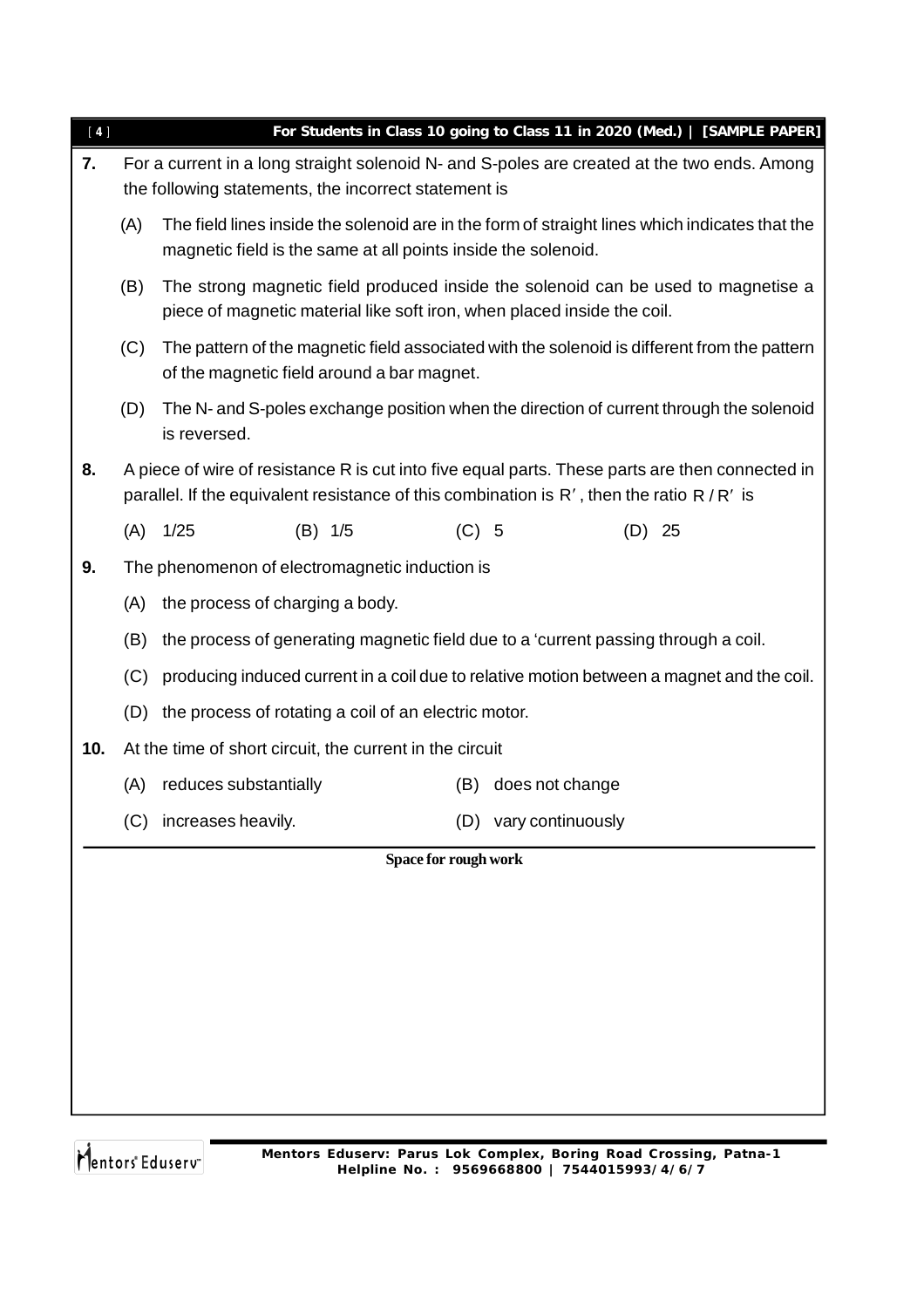**7.** For a current in a long straight solenoid N- and S-poles are created at the two ends. Among the following statements, the incorrect statement is

(A) The field lines inside the solenoid are in the form of straight lines which indicates that the magnetic field is the same at all points inside the solenoid.

(B) The strong magnetic field produced inside the solenoid can be used to magnetise a piece of magnetic material like soft iron, when placed inside the coil.

(C) The pattern of the magnetic field associated with the solenoid is different from the pattern of the magnetic field around a bar magnet.

(D) The N- and S-poles exchange position when the direction of current through the solenoid is reversed.

**8.** A piece of wire of resistance R is cut into five equal parts. These parts are then connected in parallel. If the equivalent resistance of this combination is $R'$, then the ratio $R / R'$ is

(A) 1/25 (B) 1/5 (C) 5 (D) 25

**9.** The phenomenon of electromagnetic induction is

(A) the process of charging a body.

(B) the process of generating magnetic field due to a 'current passing through a coil.

(C) producing induced current in a coil due to relative motion between a magnet and the coil.

(D) the process of rotating a coil of an electric motor.

**10.** At the time of short circuit, the current in the circuit

(A) reduces substantially (B) does not change

(C) increases heavily. (D) vary continuously

Space for rough work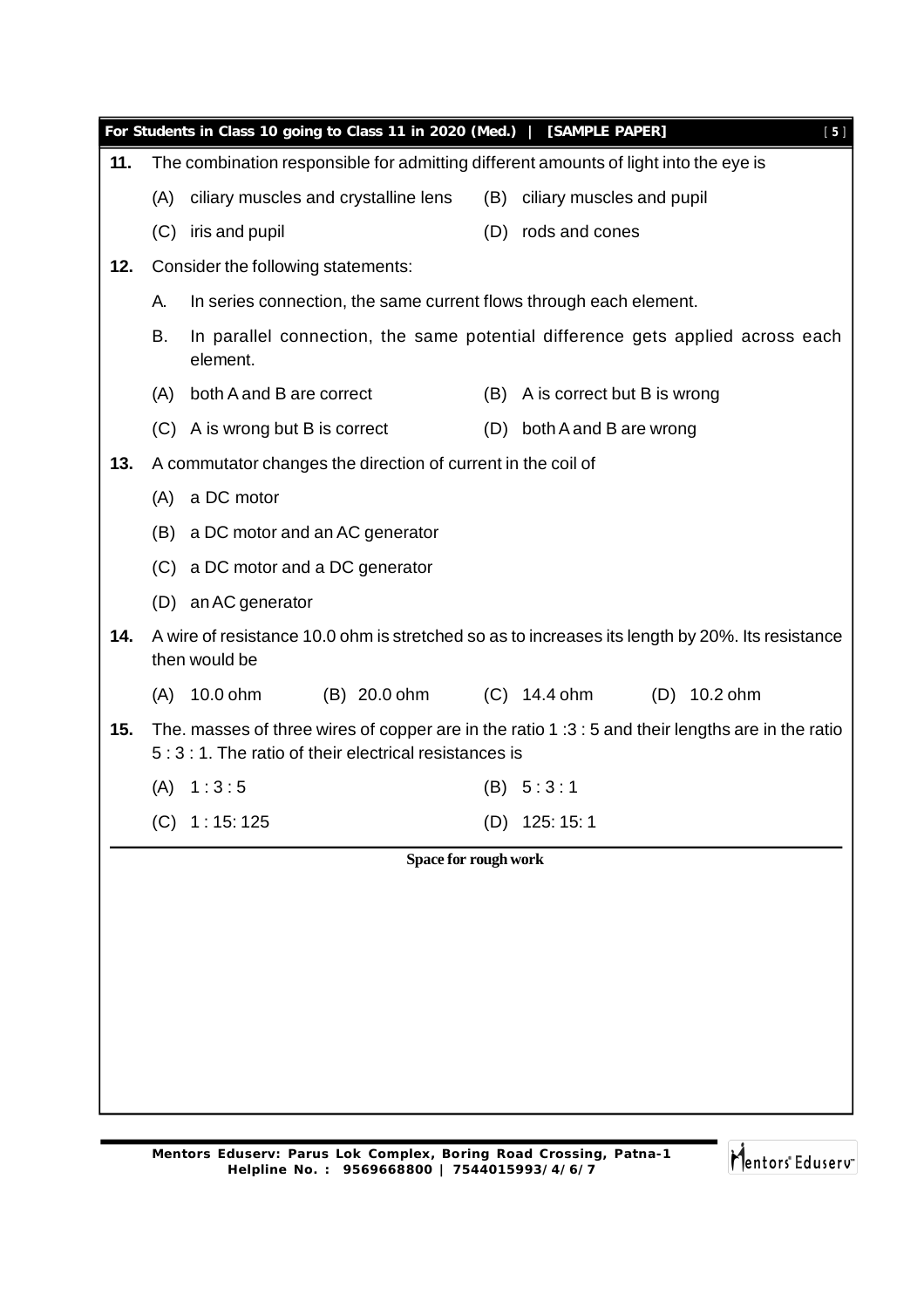**11.** The combination responsible for admitting different amounts of light into the eye is

(A) ciliary muscles and crystalline lens  (B) ciliary muscles and pupil

(C) iris and pupil  (D) rods and cones

**12.** Consider the following statements:

A. In series connection, the same current flows through each element.

B. In parallel connection, the same potential difference gets applied across each element.

(A) both A and B are correct  (B) A is correct but B is wrong

(C) A is wrong but B is correct  (D) both A and B are wrong

**13.** A commutator changes the direction of current in the coil of

(A) a DC motor

(B) a DC motor and an AC generator

(C) a DC motor and a DC generator

(D) an AC generator

**14.** A wire of resistance 10.0 ohm is stretched so as to increases its length by 20%. Its resistance then would be

(A) 10.0 ohm  (B) 20.0 ohm  (C) 14.4 ohm  (D) 10.2 ohm

**15.** The. masses of three wires of copper are in the ratio 1 :3 : 5 and their lengths are in the ratio 5 : 3 : 1. The ratio of their electrical resistances is

(A) 1 : 3 : 5  (B) 5 : 3 : 1

(C) 1 : 15: 125  (D) 125: 15: 1

**Space for rough work**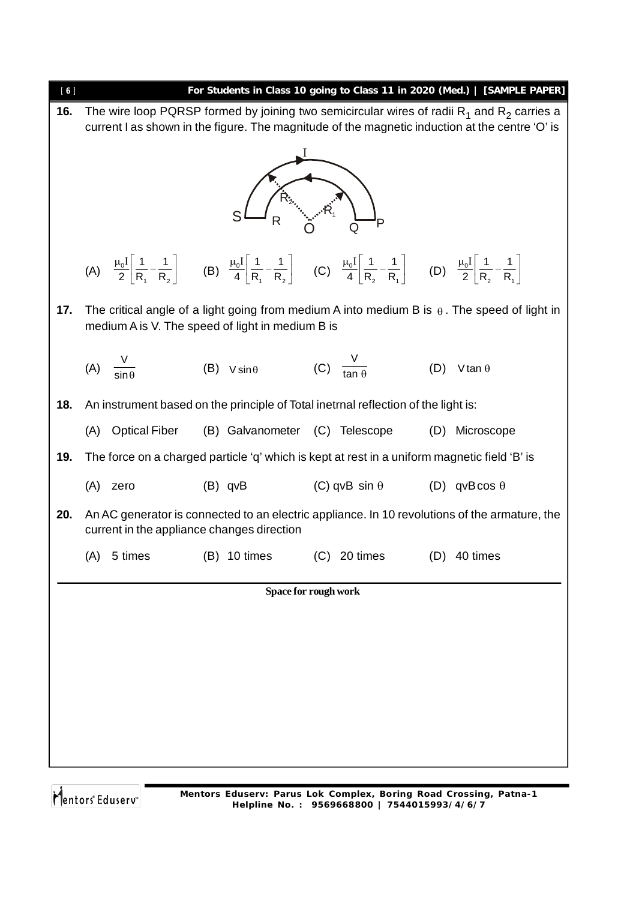**16.** The wire loop PQRSP formed by joining two semicircular wires of radii $R_1$ and $R_2$ carries a current I as shown in the figure. The magnitude of the magnetic induction at the centre 'O' is

I

S R O Q P

$R_2$ $R_1$

(A) $\frac{\mu_0 I}{2}\left[\frac{1}{R_1}-\frac{1}{R_2}\right]$ (B) $\frac{\mu_0 I}{4}\left[\frac{1}{R_1}-\frac{1}{R_2}\right]$ (C) $\frac{\mu_0 I}{4}\left[\frac{1}{R_2}-\frac{1}{R_1}\right]$ (D) $\frac{\mu_0 I}{2}\left[\frac{1}{R_2}-\frac{1}{R_1}\right]$

**17.** The critical angle of a light going from medium A into medium B is $\theta$. The speed of light in medium A is V. The speed of light in medium B is

(A) $\frac{V}{\sin\theta}$ (B) $V\sin\theta$ (C) $\frac{V}{\tan\theta}$ (D) $V\tan\theta$

**18.** An instrument based on the principle of Total inetrnal reflection of the light is:

(A) Optical Fiber (B) Galvanometer (C) Telescope (D) Microscope

**19.** The force on a charged particle 'q' which is kept at rest in a uniform magnetic field 'B' is

(A) zero (B) qvB (C) qvB $\sin\theta$ (D) qvB$\cos\theta$

**20.** An AC generator is connected to an electric appliance. In 10 revolutions of the armature, the current in the appliance changes direction

(A) 5 times (B) 10 times (C) 20 times (D) 40 times

**Space for rough work**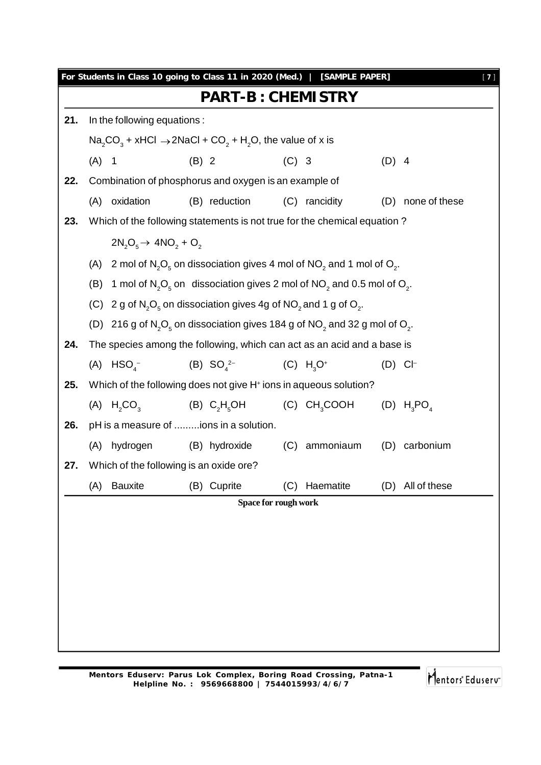# PART-B : CHEMISTRY

**21.** In the following equations :

$Na_2CO_3 + xHCl \rightarrow 2NaCl + CO_2 + H_2O$, the value of x is

(A) 1 (B) 2 (C) 3 (D) 4

**22.** Combination of phosphorus and oxygen is an example of

(A) oxidation (B) reduction (C) rancidity (D) none of these

**23.** Which of the following statements is not true for the chemical equation ?

$2N_2O_5 \rightarrow 4NO_2 + O_2$

(A) 2 mol of $N_2O_5$ on dissociation gives 4 mol of $NO_2$ and 1 mol of $O_2$.

(B) 1 mol of $N_2O_5$ on dissociation gives 2 mol of $NO_2$ and 0.5 mol of $O_2$.

(C) 2 g of $N_2O_5$ on dissociation gives 4g of $NO_2$ and 1 g of $O_2$.

(D) 216 g of $N_2O_5$ on dissociation gives 184 g of $NO_2$ and 32 g mol of $O_2$.

**24.** The species among the following, which can act as an acid and a base is

(A) $HSO_4^-$ (B) $SO_4^{2-}$ (C) $H_3O^+$ (D) $Cl^-$

**25.** Which of the following does not give $H^+$ ions in aqueous solution?

(A) $H_2CO_3$ (B) $C_2H_5OH$ (C) $CH_3COOH$ (D) $H_3PO_4$

**26.** pH is a measure of .........ions in a solution.

(A) hydrogen (B) hydroxide (C) ammoniaum (D) carbonium

**27.** Which of the following is an oxide ore?

(A) Bauxite (B) Cuprite (C) Haematite (D) All of these

**Space for rough work**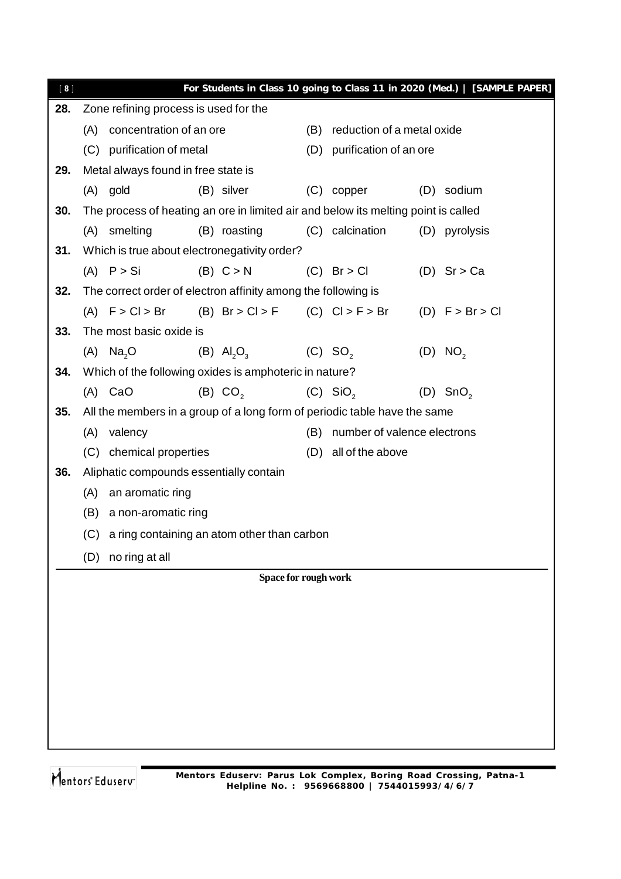**28.** Zone refining process is used for the

(A) concentration of an ore (B) reduction of a metal oxide
(C) purification of metal (D) purification of an ore

**29.** Metal always found in free state is

(A) gold (B) silver (C) copper (D) sodium

**30.** The process of heating an ore in limited air and below its melting point is called

(A) smelting (B) roasting (C) calcination (D) pyrolysis

**31.** Which is true about electronegativity order?

(A) P > Si (B) C > N (C) Br > Cl (D) Sr > Ca

**32.** The correct order of electron affinity among the following is

(A) F > Cl > Br (B) Br > Cl > F (C) Cl > F > Br (D) F > Br > Cl

**33.** The most basic oxide is

(A) $Na_2O$ (B) $Al_2O_3$ (C) $SO_2$ (D) $NO_2$

**34.** Which of the following oxides is amphoteric in nature?

(A) CaO (B) $CO_2$ (C) $SiO_2$ (D) $SnO_2$

**35.** All the members in a group of a long form of periodic table have the same

(A) valency (B) number of valence electrons
(C) chemical properties (D) all of the above

**36.** Aliphatic compounds essentially contain

(A) an aromatic ring

(B) a non-aromatic ring

(C) a ring containing an atom other than carbon

(D) no ring at all

**Space for rough work**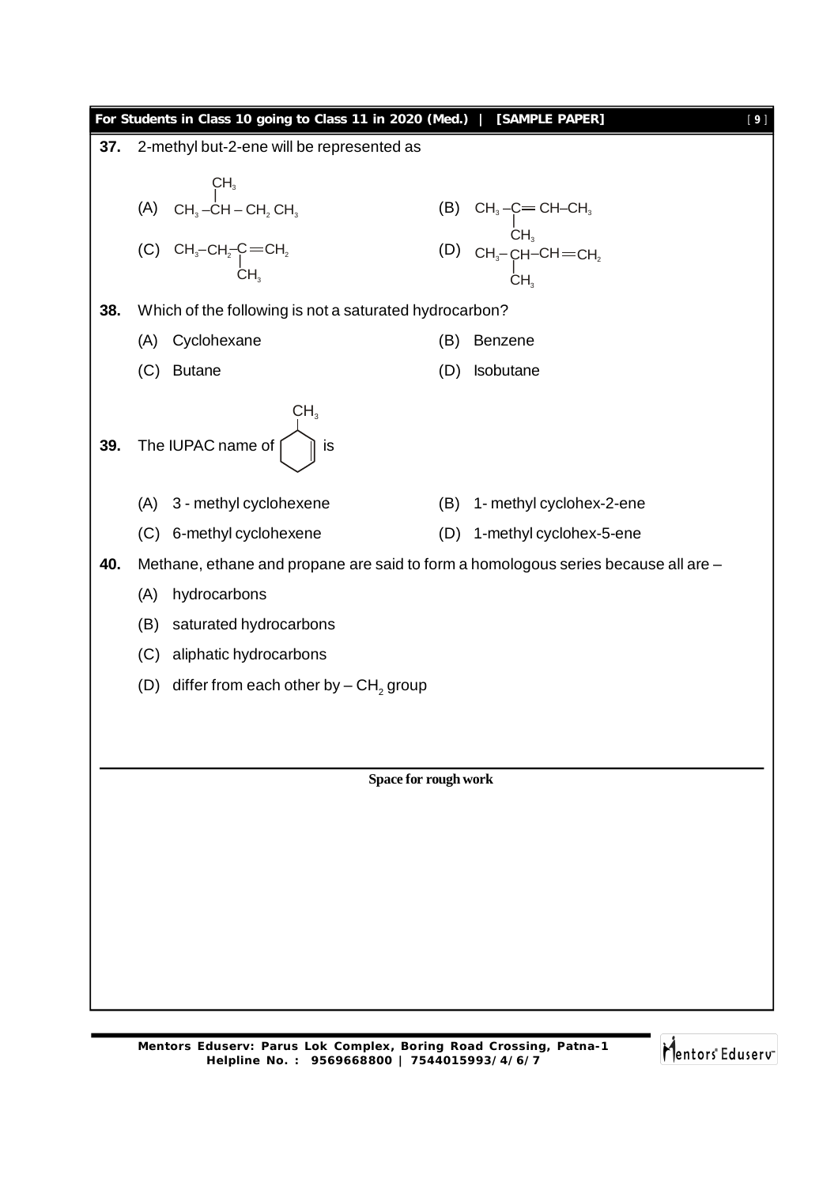**37.** 2-methyl but-2-ene will be represented as

(A) $CH_3-\underset{}{\overset{CH_3}{\overset{|}{C}}}H-CH_2\,CH_3$

(B) $CH_3-\underset{CH_3}{\underset{|}{C}}=CH-CH_3$

(C) $CH_3-CH_2-\underset{CH_3}{\underset{|}{C}}=CH_2$

(D) $CH_3-\underset{CH_3}{\underset{|}{C}}H-CH=CH_2$

**38.** Which of the following is not a saturated hydrocarbon?

(A) Cyclohexane

(B) Benzene

(C) Butane

(D) Isobutane

**39.** The IUPAC name of (cyclohexene ring with $CH_3$ substituent) is

(A) 3 - methyl cyclohexene

(B) 1- methyl cyclohex-2-ene

(C) 6-methyl cyclohexene

(D) 1-methyl cyclohex-5-ene

**40.** Methane, ethane and propane are said to form a homologous series because all are –

(A) hydrocarbons

(B) saturated hydrocarbons

(C) aliphatic hydrocarbons

(D) differ from each other by $-CH_2$ group

**Space for rough work**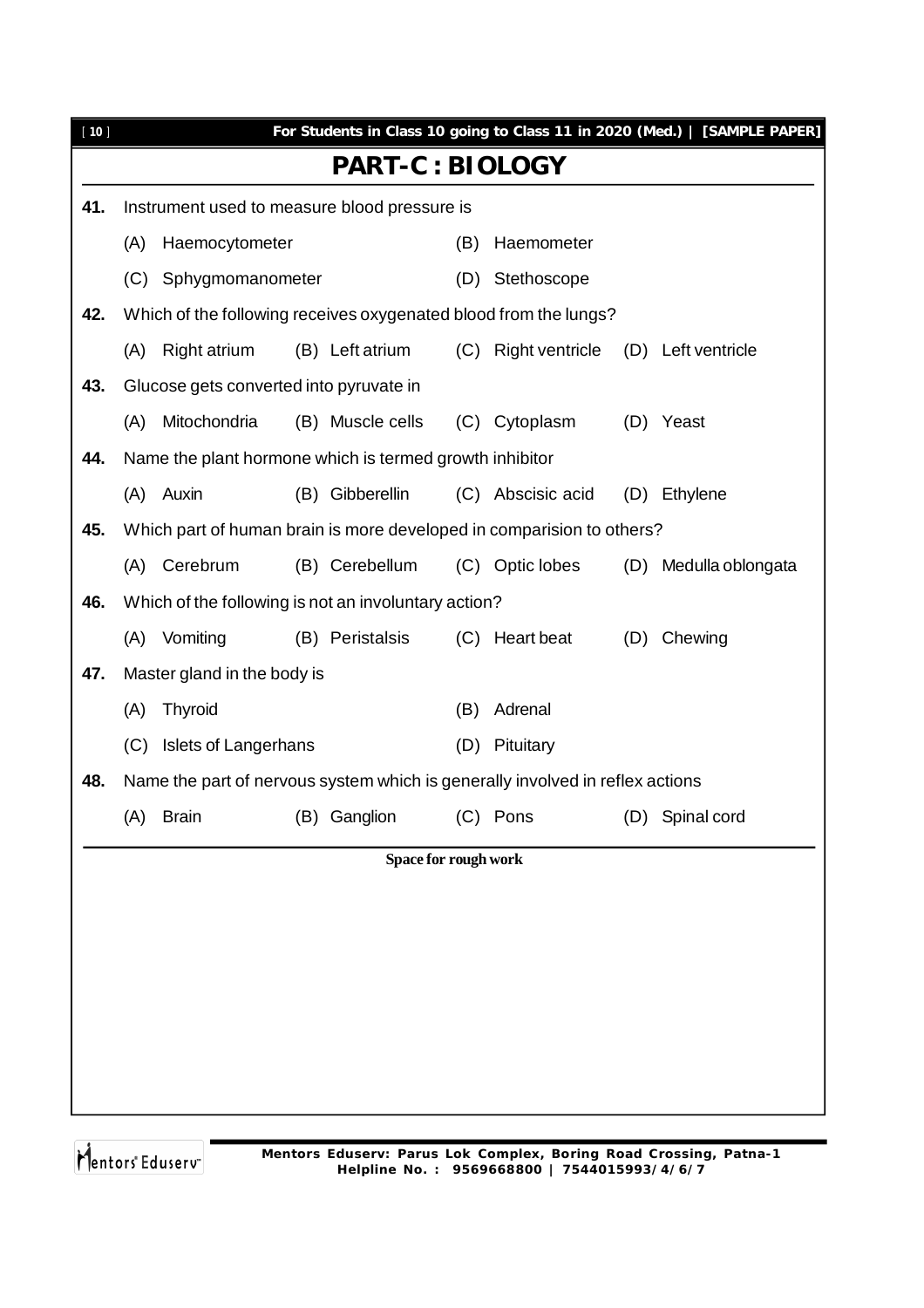# PART-C : BIOLOGY

**41.** Instrument used to measure blood pressure is

(A) Haemocytometer
(B) Haemometer
(C) Sphygmomanometer
(D) Stethoscope

**42.** Which of the following receives oxygenated blood from the lungs?

(A) Right atrium
(B) Left atrium
(C) Right ventricle
(D) Left ventricle

**43.** Glucose gets converted into pyruvate in

(A) Mitochondria
(B) Muscle cells
(C) Cytoplasm
(D) Yeast

**44.** Name the plant hormone which is termed growth inhibitor

(A) Auxin
(B) Gibberellin
(C) Abscisic acid
(D) Ethylene

**45.** Which part of human brain is more developed in comparision to others?

(A) Cerebrum
(B) Cerebellum
(C) Optic lobes
(D) Medulla oblongata

**46.** Which of the following is not an involuntary action?

(A) Vomiting
(B) Peristalsis
(C) Heart beat
(D) Chewing

**47.** Master gland in the body is

(A) Thyroid
(B) Adrenal
(C) Islets of Langerhans
(D) Pituitary

**48.** Name the part of nervous system which is generally involved in reflex actions

(A) Brain
(B) Ganglion
(C) Pons
(D) Spinal cord

**Space for rough work**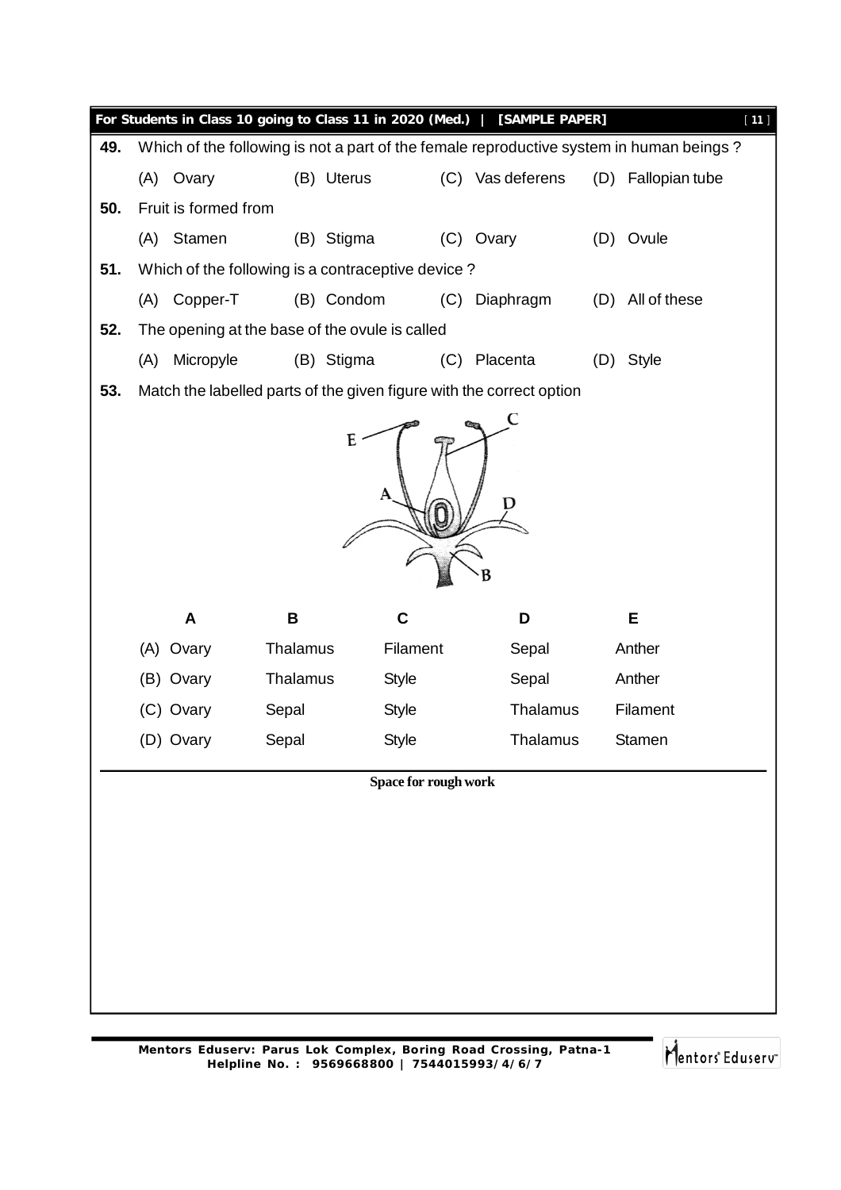**49.** Which of the following is not a part of the female reproductive system in human beings ?

(A) Ovary (B) Uterus (C) Vas deferens (D) Fallopian tube

**50.** Fruit is formed from

(A) Stamen (B) Stigma (C) Ovary (D) Ovule

**51.** Which of the following is a contraceptive device ?

(A) Copper-T (B) Condom (C) Diaphragm (D) All of these

**52.** The opening at the base of the ovule is called

(A) Micropyle (B) Stigma (C) Placenta (D) Style

**53.** Match the labelled parts of the given figure with the correct option

E
C
A
D
B

| | A | B | C | D | E |
|---|---|---|---|---|---|
| (A) | Ovary | Thalamus | Filament | Sepal | Anther |
| (B) | Ovary | Thalamus | Style | Sepal | Anther |
| (C) | Ovary | Sepal | Style | Thalamus | Filament |
| (D) | Ovary | Sepal | Style | Thalamus | Stamen |

**Space for rough work**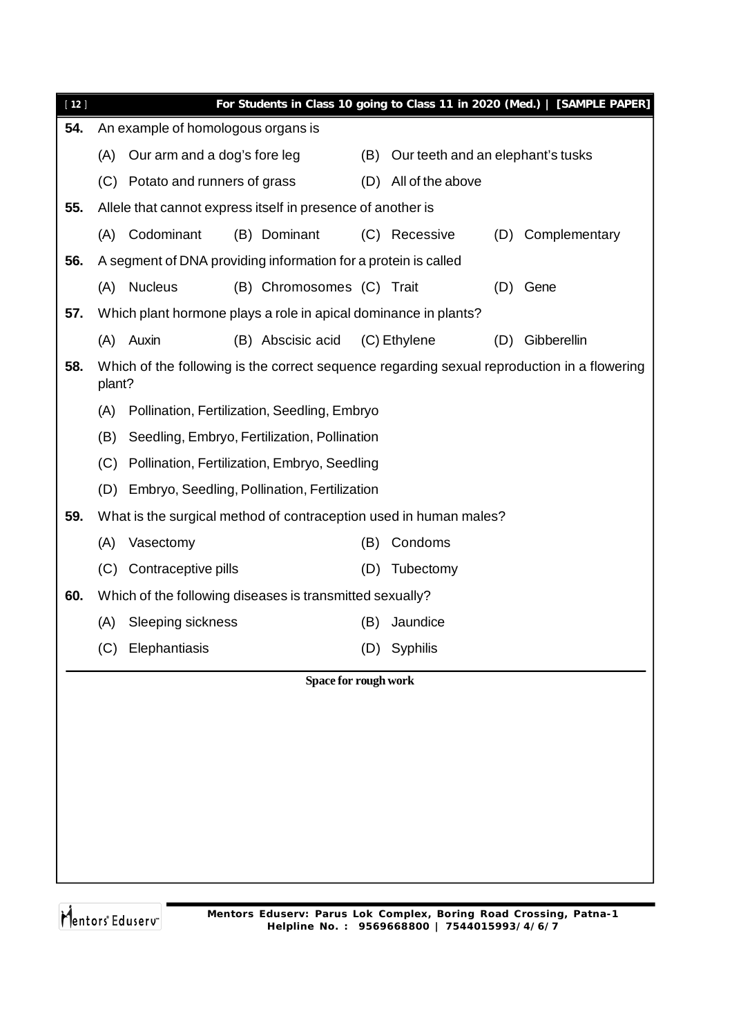**54.** An example of homologous organs is

(A) Our arm and a dog's fore leg
(B) Our teeth and an elephant's tusks
(C) Potato and runners of grass
(D) All of the above

**55.** Allele that cannot express itself in presence of another is

(A) Codominant (B) Dominant (C) Recessive (D) Complementary

**56.** A segment of DNA providing information for a protein is called

(A) Nucleus (B) Chromosomes (C) Trait (D) Gene

**57.** Which plant hormone plays a role in apical dominance in plants?

(A) Auxin (B) Abscisic acid (C) Ethylene (D) Gibberellin

**58.** Which of the following is the correct sequence regarding sexual reproduction in a flowering plant?

(A) Pollination, Fertilization, Seedling, Embryo
(B) Seedling, Embryo, Fertilization, Pollination
(C) Pollination, Fertilization, Embryo, Seedling
(D) Embryo, Seedling, Pollination, Fertilization

**59.** What is the surgical method of contraception used in human males?

(A) Vasectomy
(B) Condoms
(C) Contraceptive pills
(D) Tubectomy

**60.** Which of the following diseases is transmitted sexually?

(A) Sleeping sickness
(B) Jaundice
(C) Elephantiasis
(D) Syphilis

**Space for rough work**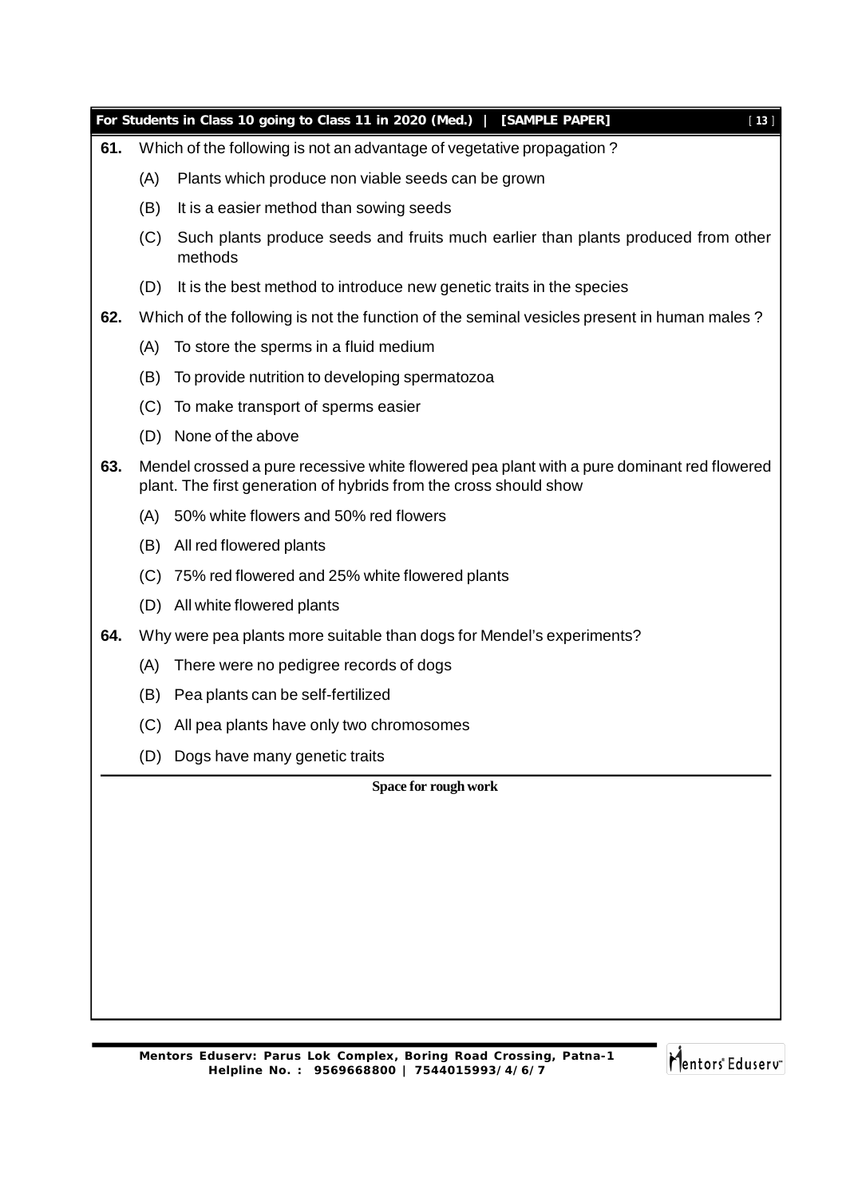**61.** Which of the following is not an advantage of vegetative propagation ?

(A) Plants which produce non viable seeds can be grown

(B) It is a easier method than sowing seeds

(C) Such plants produce seeds and fruits much earlier than plants produced from other methods

(D) It is the best method to introduce new genetic traits in the species

**62.** Which of the following is not the function of the seminal vesicles present in human males ?

(A) To store the sperms in a fluid medium

(B) To provide nutrition to developing spermatozoa

(C) To make transport of sperms easier

(D) None of the above

**63.** Mendel crossed a pure recessive white flowered pea plant with a pure dominant red flowered plant. The first generation of hybrids from the cross should show

(A) 50% white flowers and 50% red flowers

(B) All red flowered plants

(C) 75% red flowered and 25% white flowered plants

(D) All white flowered plants

**64.** Why were pea plants more suitable than dogs for Mendel's experiments?

(A) There were no pedigree records of dogs

(B) Pea plants can be self-fertilized

(C) All pea plants have only two chromosomes

(D) Dogs have many genetic traits

**Space for rough work**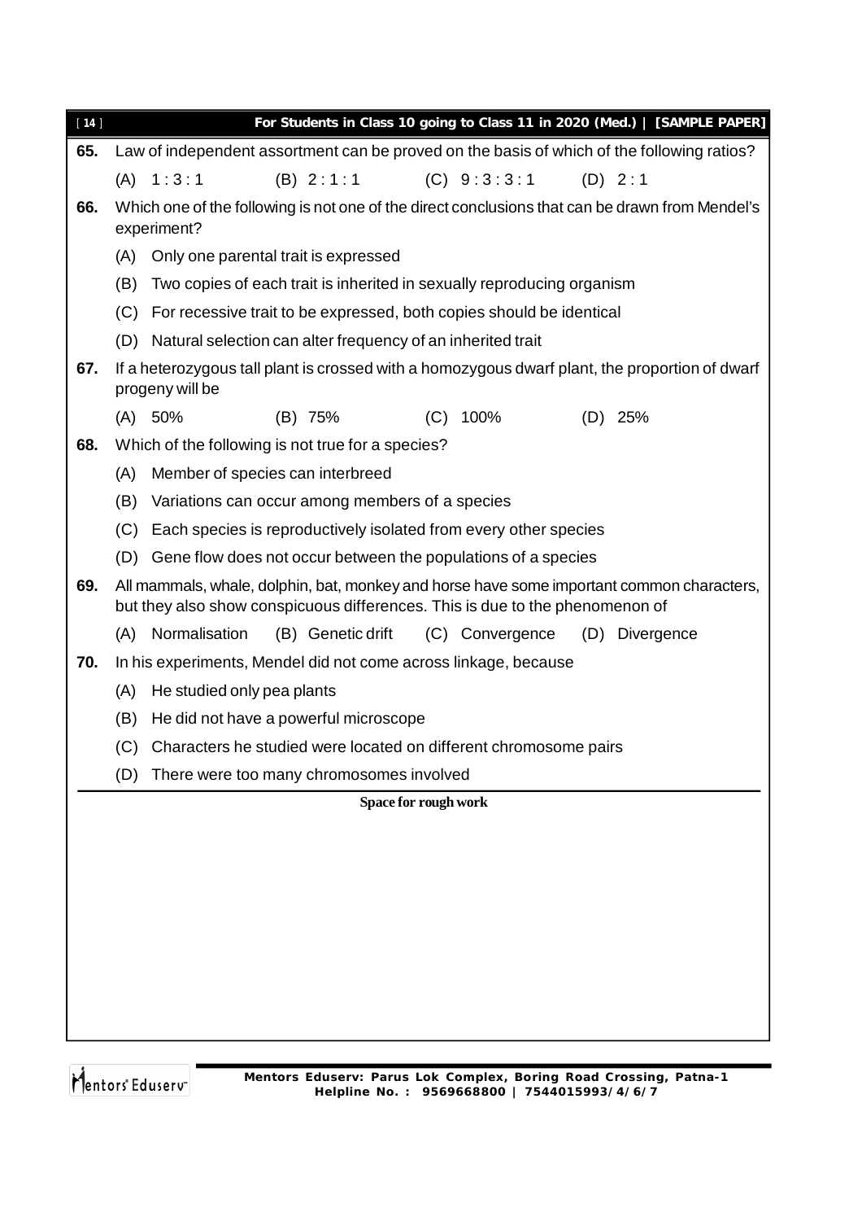**65.** Law of independent assortment can be proved on the basis of which of the following ratios?

(A) 1 : 3 : 1 (B) 2 : 1 : 1 (C) 9 : 3 : 3 : 1 (D) 2 : 1

**66.** Which one of the following is not one of the direct conclusions that can be drawn from Mendel's experiment?

(A) Only one parental trait is expressed

(B) Two copies of each trait is inherited in sexually reproducing organism

(C) For recessive trait to be expressed, both copies should be identical

(D) Natural selection can alter frequency of an inherited trait

**67.** If a heterozygous tall plant is crossed with a homozygous dwarf plant, the proportion of dwarf progeny will be

(A) 50% (B) 75% (C) 100% (D) 25%

**68.** Which of the following is not true for a species?

(A) Member of species can interbreed

(B) Variations can occur among members of a species

(C) Each species is reproductively isolated from every other species

(D) Gene flow does not occur between the populations of a species

**69.** All mammals, whale, dolphin, bat, monkey and horse have some important common characters, but they also show conspicuous differences. This is due to the phenomenon of

(A) Normalisation (B) Genetic drift (C) Convergence (D) Divergence

**70.** In his experiments, Mendel did not come across linkage, because

(A) He studied only pea plants

(B) He did not have a powerful microscope

(C) Characters he studied were located on different chromosome pairs

(D) There were too many chromosomes involved

**Space for rough work**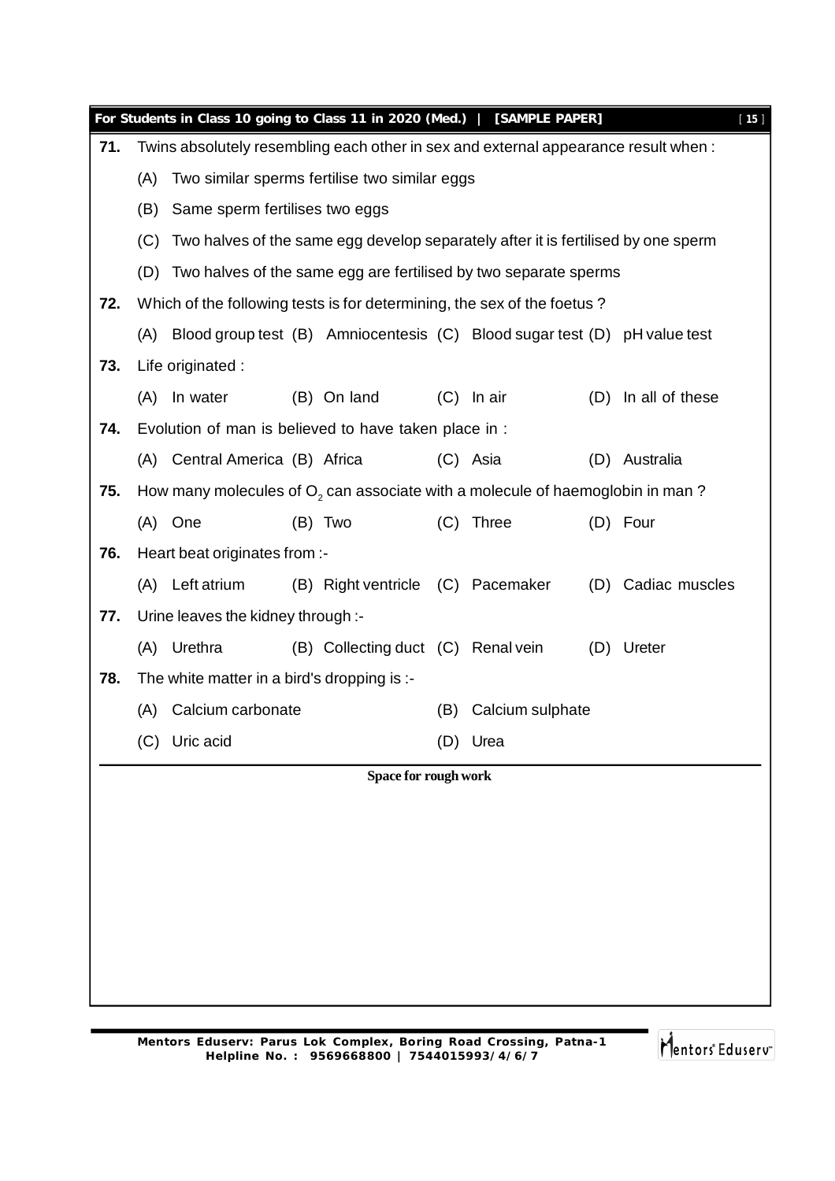**71.** Twins absolutely resembling each other in sex and external appearance result when :

(A) Two similar sperms fertilise two similar eggs

(B) Same sperm fertilises two eggs

(C) Two halves of the same egg develop separately after it is fertilised by one sperm

(D) Two halves of the same egg are fertilised by two separate sperms

**72.** Which of the following tests is for determining, the sex of the foetus ?

(A) Blood group test (B) Amniocentesis (C) Blood sugar test (D) pH value test

**73.** Life originated :

(A) In water (B) On land (C) In air (D) In all of these

**74.** Evolution of man is believed to have taken place in :

(A) Central America (B) Africa (C) Asia (D) Australia

**75.** How many molecules of $O_2$ can associate with a molecule of haemoglobin in man ?

(A) One (B) Two (C) Three (D) Four

**76.** Heart beat originates from :-

(A) Left atrium (B) Right ventricle (C) Pacemaker (D) Cadiac muscles

**77.** Urine leaves the kidney through :-

(A) Urethra (B) Collecting duct (C) Renal vein (D) Ureter

**78.** The white matter in a bird's dropping is :-

(A) Calcium carbonate (B) Calcium sulphate

(C) Uric acid (D) Urea

**Space for rough work**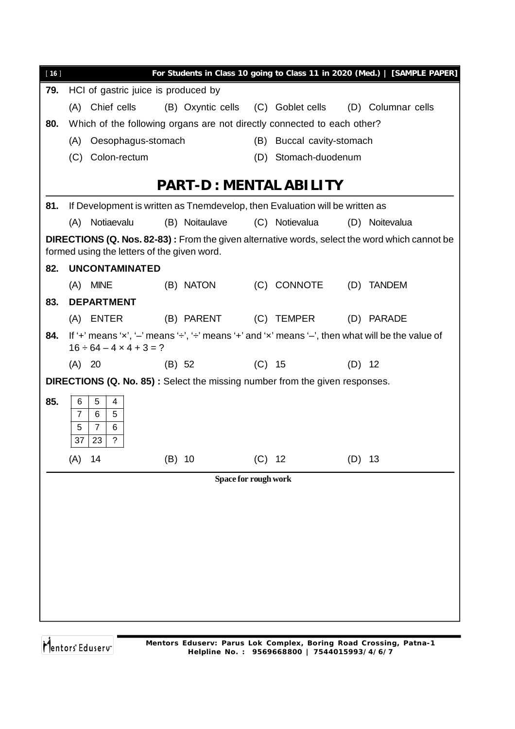**79.** HCl of gastric juice is produced by

(A) Chief cells (B) Oxyntic cells (C) Goblet cells (D) Columnar cells

**80.** Which of the following organs are not directly connected to each other?

(A) Oesophagus-stomach (B) Buccal cavity-stomach

(C) Colon-rectum (D) Stomach-duodenum

## PART-D : MENTAL ABILITY

**81.** If Development is written as Tnemdevelop, then Evaluation will be written as

(A) Notiaevalu (B) Noitaulave (C) Notievalua (D) Noitevalua

**DIRECTIONS (Q. Nos. 82-83) :** From the given alternative words, select the word which cannot be formed using the letters of the given word.

**82. UNCONTAMINATED**

(A) MINE (B) NATON (C) CONNOTE (D) TANDEM

**83. DEPARTMENT**

(A) ENTER (B) PARENT (C) TEMPER (D) PARADE

**84.** If '+' means '×', '–' means '÷', '÷' means '+' and '×' means '–', then what will be the value of $16 \div 64 - 4 \times 4 + 3 = ?$

(A) 20 (B) 52 (C) 15 (D) 12

**DIRECTIONS (Q. No. 85) :** Select the missing number from the given responses.

**85.**

| | | |
|---|---|---|
| 6 | 5 | 4 |
| 7 | 6 | 5 |
| 5 | 7 | 6 |
| 37 | 23 | ? |

(A) 14 (B) 10 (C) 12 (D) 13

Space for rough work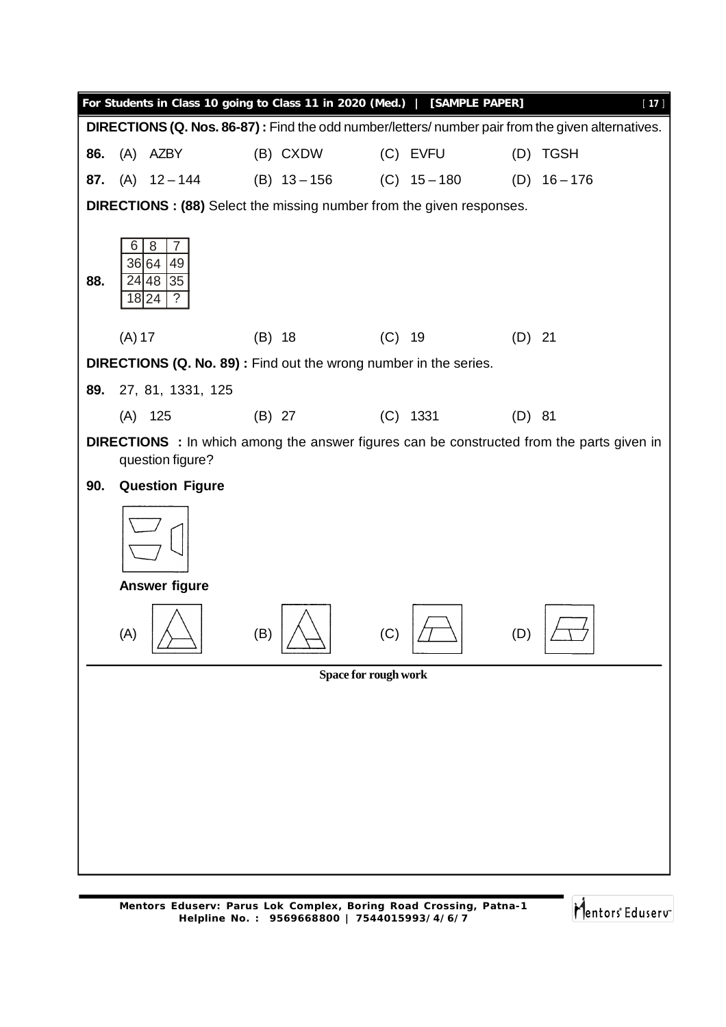**DIRECTIONS (Q. Nos. 86-87) :** Find the odd number/letters/ number pair from the given alternatives.

**86.** (A) AZBY (B) CXDW (C) EVFU (D) TGSH

**87.** (A) 12 – 144 (B) 13 – 156 (C) 15 – 180 (D) 16 – 176

**DIRECTIONS : (88)** Select the missing number from the given responses.

**88.**

| | | |
|---|---|---|
| 6 | 8 | 7 |
| 36 | 64 | 49 |
| 24 | 48 | 35 |
| 18 | 24 | ? |

(A) 17 (B) 18 (C) 19 (D) 21

**DIRECTIONS (Q. No. 89) :** Find out the wrong number in the series.

**89.** 27, 81, 1331, 125

(A) 125 (B) 27 (C) 1331 (D) 81

**DIRECTIONS :** In which among the answer figures can be constructed from the parts given in question figure?

**90. Question Figure**

**Answer figure**

(A) (B) (C) (D)

**Space for rough work**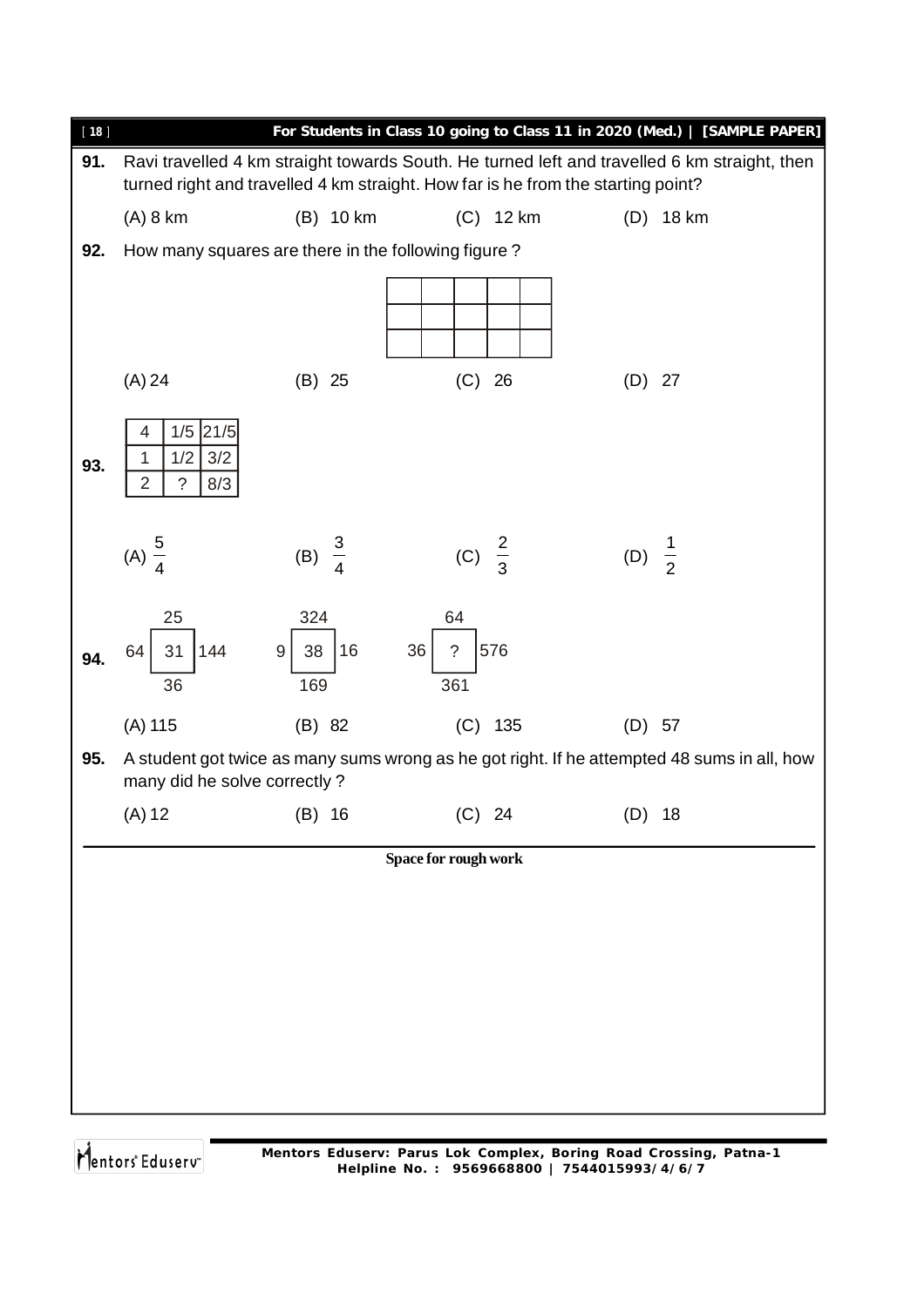**91.** Ravi travelled 4 km straight towards South. He turned left and travelled 6 km straight, then turned right and travelled 4 km straight. How far is he from the starting point?

(A) 8 km (B) 10 km (C) 12 km (D) 18 km

**92.** How many squares are there in the following figure ?

| | | | | |
|---|---|---|---|---|
| | | | | |
| | | | | |
| | | | | |

(A) 24 (B) 25 (C) 26 (D) 27

**93.**

| | | |
|---|---|---|
| 4 | 1/5 | 21/5 |
| 1 | 1/2 | 3/2 |
| 2 | ? | 8/3 |

(A) $\frac{5}{4}$ (B) $\frac{3}{4}$ (C) $\frac{2}{3}$ (D) $\frac{1}{2}$

**94.**

Figure 1: top 25, left 64, centre 31, right 144, bottom 36

Figure 2: top 324, left 9, centre 38, right 16, bottom 169

Figure 3: top 64, left 36, centre ?, right 576, bottom 361

(A) 115 (B) 82 (C) 135 (D) 57

**95.** A student got twice as many sums wrong as he got right. If he attempted 48 sums in all, how many did he solve correctly ?

(A) 12 (B) 16 (C) 24 (D) 18

Space for rough work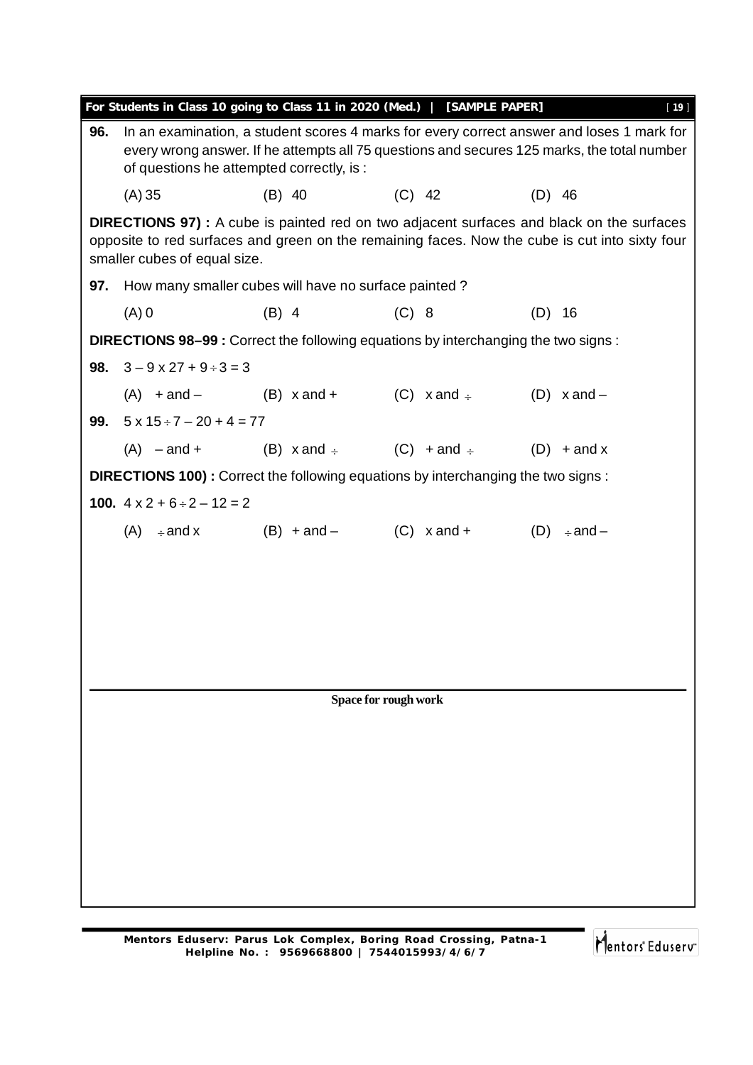**96.** In an examination, a student scores 4 marks for every correct answer and loses 1 mark for every wrong answer. If he attempts all 75 questions and secures 125 marks, the total number of questions he attempted correctly, is :

(A) 35 (B) 40 (C) 42 (D) 46

**DIRECTIONS 97) :** A cube is painted red on two adjacent surfaces and black on the surfaces opposite to red surfaces and green on the remaining faces. Now the cube is cut into sixty four smaller cubes of equal size.

**97.** How many smaller cubes will have no surface painted ?

(A) 0 (B) 4 (C) 8 (D) 16

**DIRECTIONS 98–99 :** Correct the following equations by interchanging the two signs :

**98.** $3 - 9 \times 27 + 9 \div 3 = 3$

(A) + and – (B) x and + (C) x and ÷ (D) x and –

**99.** $5 \times 15 \div 7 - 20 + 4 = 77$

(A) – and + (B) x and ÷ (C) + and ÷ (D) + and x

**DIRECTIONS 100) :** Correct the following equations by interchanging the two signs :

**100.** $4 \times 2 + 6 \div 2 - 12 = 2$

(A) ÷ and x (B) + and – (C) x and + (D) ÷ and –

**Space for rough work**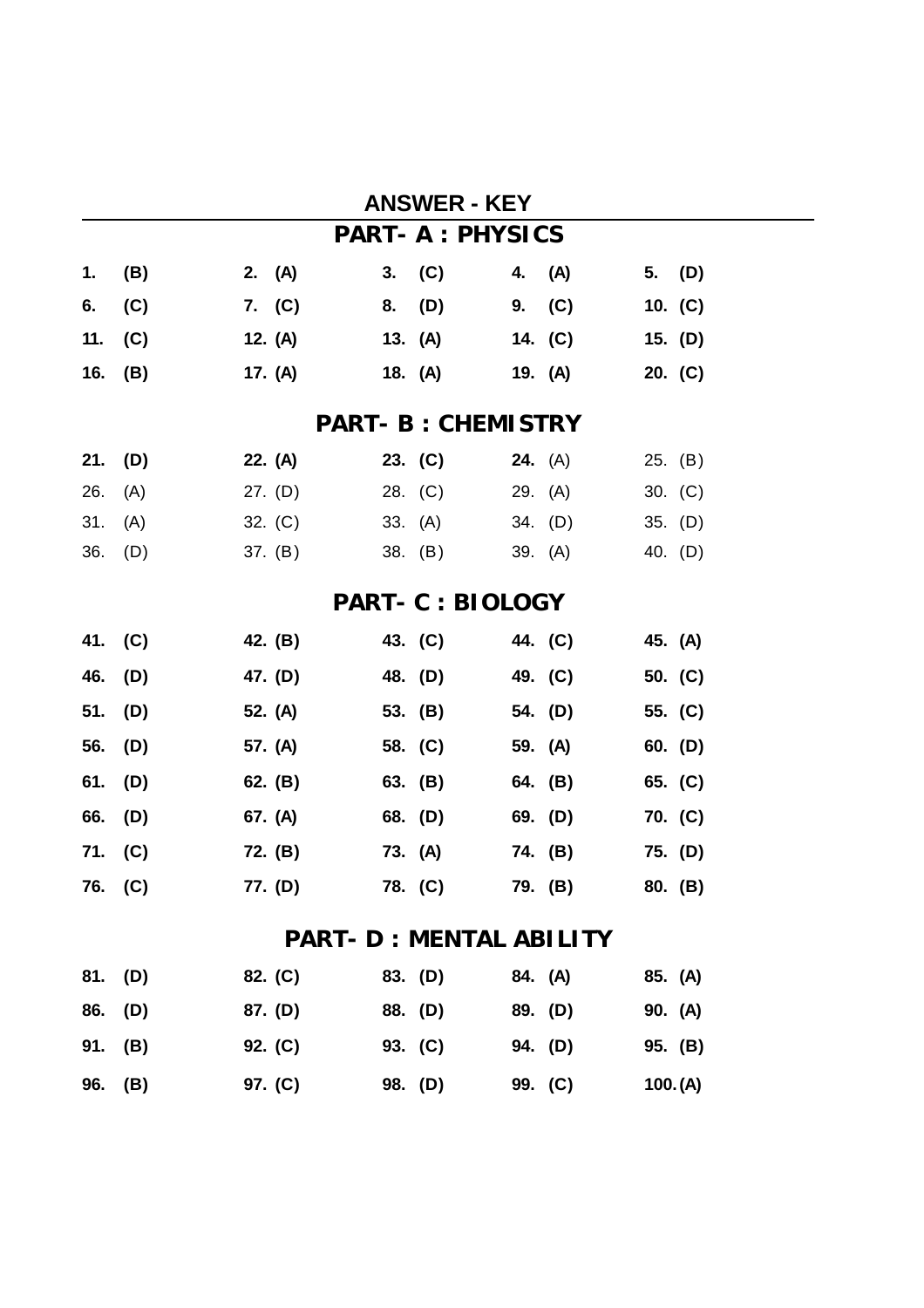## ANSWER - KEY

### PART- A : PHYSICS

| | | | | |
|---|---|---|---|---|
| 1. (B) | 2. (A) | 3. (C) | 4. (A) | 5. (D) |
| 6. (C) | 7. (C) | 8. (D) | 9. (C) | 10. (C) |
| 11. (C) | 12. (A) | 13. (A) | 14. (C) | 15. (D) |
| 16. (B) | 17. (A) | 18. (A) | 19. (A) | 20. (C) |

### PART- B : CHEMISTRY

| | | | | |
|---|---|---|---|---|
| 21. (D) | 22. (A) | 23. (C) | 24. (A) | 25. (B) |
| 26. (A) | 27. (D) | 28. (C) | 29. (A) | 30. (C) |
| 31. (A) | 32. (C) | 33. (A) | 34. (D) | 35. (D) |
| 36. (D) | 37. (B) | 38. (B) | 39. (A) | 40. (D) |

### PART- C : BIOLOGY

| | | | | |
|---|---|---|---|---|
| 41. (C) | 42. (B) | 43. (C) | 44. (C) | 45. (A) |
| 46. (D) | 47. (D) | 48. (D) | 49. (C) | 50. (C) |
| 51. (D) | 52. (A) | 53. (B) | 54. (D) | 55. (C) |
| 56. (D) | 57. (A) | 58. (C) | 59. (A) | 60. (D) |
| 61. (D) | 62. (B) | 63. (B) | 64. (B) | 65. (C) |
| 66. (D) | 67. (A) | 68. (D) | 69. (D) | 70. (C) |
| 71. (C) | 72. (B) | 73. (A) | 74. (B) | 75. (D) |
| 76. (C) | 77. (D) | 78. (C) | 79. (B) | 80. (B) |

### PART- D : MENTAL ABILITY

| | | | | |
|---|---|---|---|---|
| 81. (D) | 82. (C) | 83. (D) | 84. (A) | 85. (A) |
| 86. (D) | 87. (D) | 88. (D) | 89. (D) | 90. (A) |
| 91. (B) | 92. (C) | 93. (C) | 94. (D) | 95. (B) |
| 96. (B) | 97. (C) | 98. (D) | 99. (C) | 100. (A) |